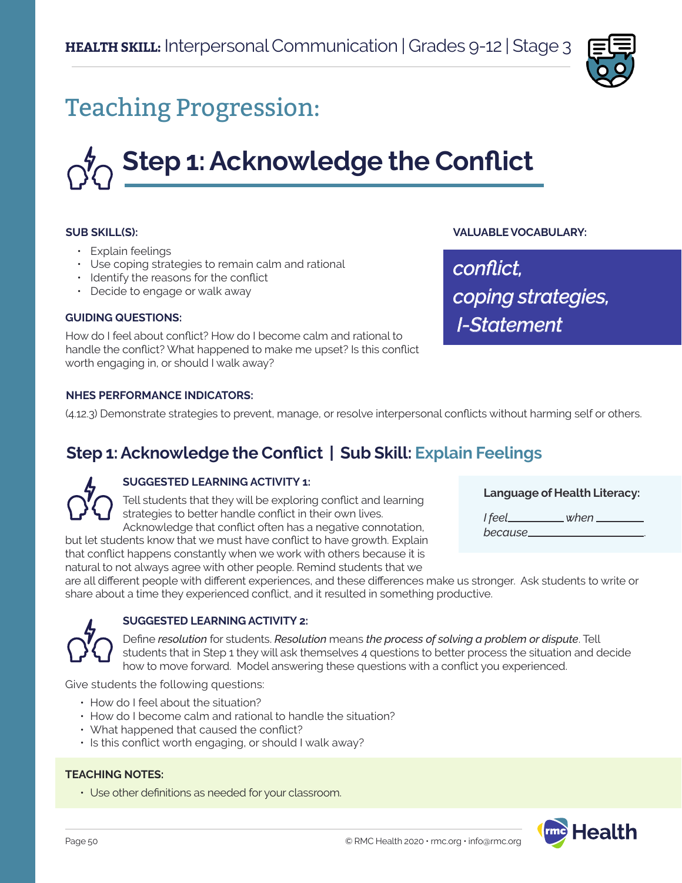**HEALTH SKILL:** Interpersonal Communication | Grades 9-12 | Stage 3

# Teaching Progression:

## Step 1: Acknowledge the Conflict

**SUB SKILL(S):**

- Explain feelings
- Use coping strategies to remain calm and rational
- Identify the reasons for the conflict
- Decide to engage or walk away

**GUIDING QUESTIONS:**

How do I feel about conflict? How do I become calm and rational to handle the conflict? What happened to make me upset? Is this conflict worth engaging in, or should I walk away?

**VALUABLE VOCABULARY:**

*conflict,*
*coping strategies,*
*I-Statement*

**NHES PERFORMANCE INDICATORS:**

(4.12.3) Demonstrate strategies to prevent, manage, or resolve interpersonal conflicts without harming self or others.

### Step 1: Acknowledge the Conflict | Sub Skill: Explain Feelings

**SUGGESTED LEARNING ACTIVITY 1:**

Tell students that they will be exploring conflict and learning strategies to better handle conflict in their own lives. Acknowledge that conflict often has a negative connotation, but let students know that we must have conflict to have growth. Explain that conflict happens constantly when we work with others because it is natural to not always agree with other people. Remind students that we are all different people with different experiences, and these differences make us stronger. Ask students to write or share about a time they experienced conflict, and it resulted in something productive.

**Language of Health Literacy:**

*I feel_________ when ________ because___________________.*

**SUGGESTED LEARNING ACTIVITY 2:**

Define *resolution* for students. *Resolution* means *the process of solving a problem or dispute*. Tell students that in Step 1 they will ask themselves 4 questions to better process the situation and decide how to move forward. Model answering these questions with a conflict you experienced.

Give students the following questions:

- How do I feel about the situation?
- How do I become calm and rational to handle the situation?
- What happened that caused the conflict?
- Is this conflict worth engaging, or should I walk away?

**TEACHING NOTES:**

- Use other definitions as needed for your classroom.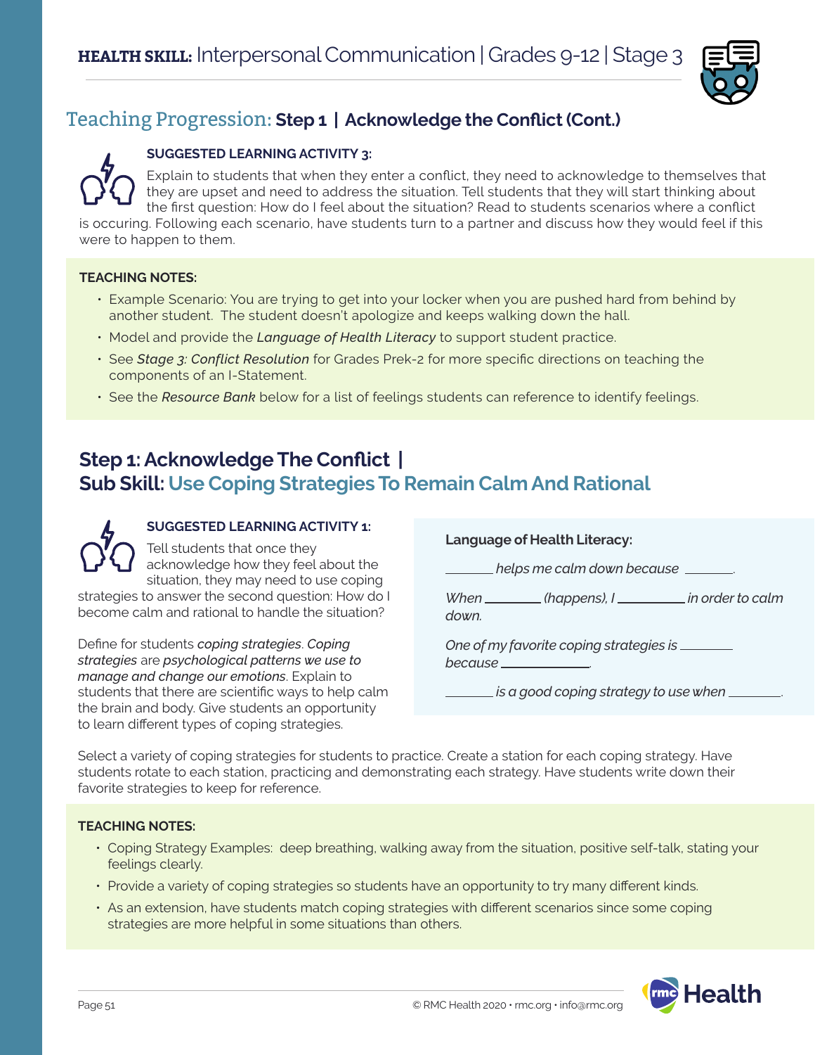# HEALTH SKILL: Interpersonal Communication | Grades 9-12 | Stage 3

## Teaching Progression: Step 1 | Acknowledge the Conflict (Cont.)

**SUGGESTED LEARNING ACTIVITY 3:**

Explain to students that when they enter a conflict, they need to acknowledge to themselves that they are upset and need to address the situation. Tell students that they will start thinking about the first question: How do I feel about the situation? Read to students scenarios where a conflict is occuring. Following each scenario, have students turn to a partner and discuss how they would feel if this were to happen to them.

**TEACHING NOTES:**

- Example Scenario: You are trying to get into your locker when you are pushed hard from behind by another student. The student doesn't apologize and keeps walking down the hall.
- Model and provide the *Language of Health Literacy* to support student practice.
- See *Stage 3: Conflict Resolution* for Grades Prek-2 for more specific directions on teaching the components of an I-Statement.
- See the *Resource Bank* below for a list of feelings students can reference to identify feelings.

## Step 1: Acknowledge The Conflict | Sub Skill: Use Coping Strategies To Remain Calm And Rational

**SUGGESTED LEARNING ACTIVITY 1:**

Tell students that once they acknowledge how they feel about the situation, they may need to use coping strategies to answer the second question: How do I become calm and rational to handle the situation?

Define for students *coping strategies*. *Coping strategies* are *psychological patterns we use to manage and change our emotions*. Explain to students that there are scientific ways to help calm the brain and body. Give students an opportunity to learn different types of coping strategies.

**Language of Health Literacy:**

*\_\_\_\_\_\_\_ helps me calm down because \_\_\_\_\_\_\_.*

*When \_\_\_\_\_\_\_ (happens), I \_\_\_\_\_\_\_ in order to calm down.*

*One of my favorite coping strategies is \_\_\_\_\_\_\_ because \_\_\_\_\_\_\_.*

*\_\_\_\_\_\_\_ is a good coping strategy to use when \_\_\_\_\_\_\_.*

Select a variety of coping strategies for students to practice. Create a station for each coping strategy. Have students rotate to each station, practicing and demonstrating each strategy. Have students write down their favorite strategies to keep for reference.

**TEACHING NOTES:**

- Coping Strategy Examples: deep breathing, walking away from the situation, positive self-talk, stating your feelings clearly.
- Provide a variety of coping strategies so students have an opportunity to try many different kinds.
- As an extension, have students match coping strategies with different scenarios since some coping strategies are more helpful in some situations than others.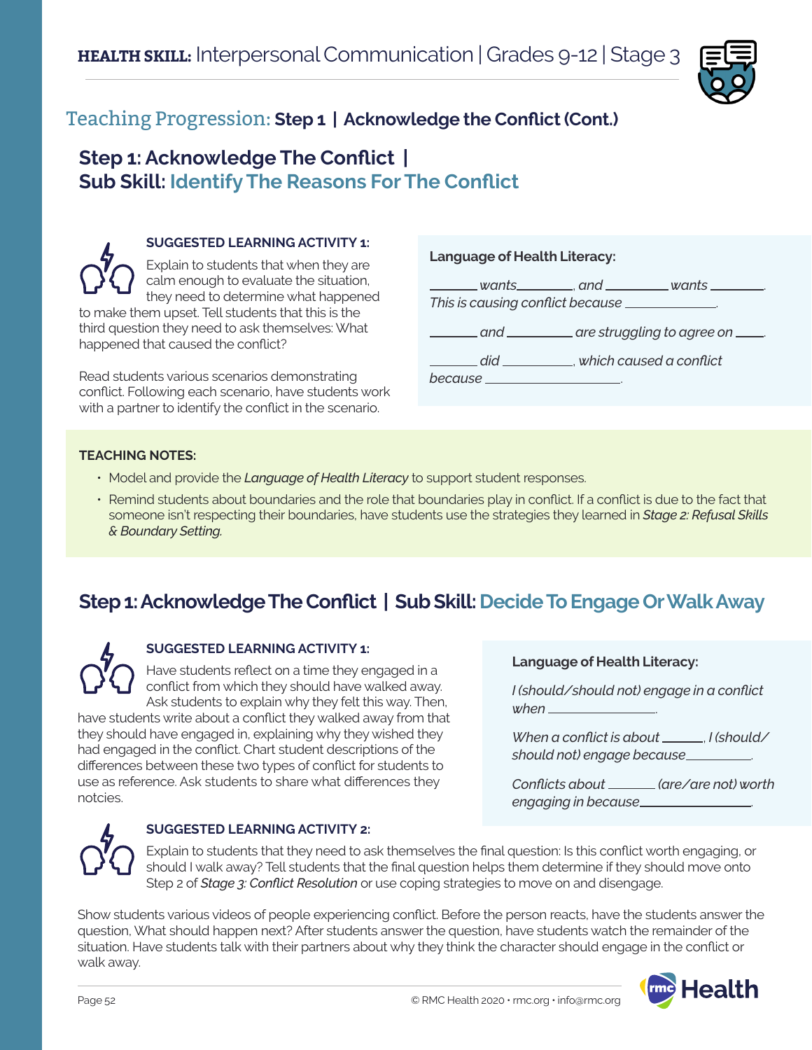## Teaching Progression: **Step 1 | Acknowledge the Conflict (Cont.)**

### Step 1: Acknowledge The Conflict | Sub Skill: Identify The Reasons For The Conflict

**SUGGESTED LEARNING ACTIVITY 1:**

Explain to students that when they are calm enough to evaluate the situation, they need to determine what happened to make them upset. Tell students that this is the third question they need to ask themselves: What happened that caused the conflict?

Read students various scenarios demonstrating conflict. Following each scenario, have students work with a partner to identify the conflict in the scenario.

**Language of Health Literacy:**

*\_\_\_\_\_\_ wants \_\_\_\_\_\_, and \_\_\_\_\_\_ wants \_\_\_\_\_\_. This is causing conflict because \_\_\_\_\_\_\_\_.*

*\_\_\_\_\_\_ and \_\_\_\_\_\_ are struggling to agree on \_\_\_\_.*

*\_\_\_\_\_\_ did \_\_\_\_\_\_, which caused a conflict because \_\_\_\_\_\_\_\_\_\_\_\_.*

**TEACHING NOTES:**

- Model and provide the *Language of Health Literacy* to support student responses.
- Remind students about boundaries and the role that boundaries play in conflict. If a conflict is due to the fact that someone isn't respecting their boundaries, have students use the strategies they learned in ***Stage 2: Refusal Skills & Boundary Setting.***

### Step 1: Acknowledge The Conflict | Sub Skill: Decide To Engage Or Walk Away

**SUGGESTED LEARNING ACTIVITY 1:**

Have students reflect on a time they engaged in a conflict from which they should have walked away. Ask students to explain why they felt this way. Then, have students write about a conflict they walked away from that they should have engaged in, explaining why they wished they had engaged in the conflict. Chart student descriptions of the differences between these two types of conflict for students to use as reference. Ask students to share what differences they notcies.

**Language of Health Literacy:**

*I (should/should not) engage in a conflict when \_\_\_\_\_\_\_\_\_\_.*

*When a conflict is about \_\_\_\_\_, I (should/should not) engage because\_\_\_\_\_\_\_\_.*

*Conflicts about \_\_\_\_\_\_ (are/are not) worth engaging in because\_\_\_\_\_\_\_\_\_\_.*

**SUGGESTED LEARNING ACTIVITY 2:**

Explain to students that they need to ask themselves the final question: Is this conflict worth engaging, or should I walk away? Tell students that the final question helps them determine if they should move onto Step 2 of *Stage 3: Conflict Resolution* or use coping strategies to move on and disengage.

Show students various videos of people experiencing conflict. Before the person reacts, have the students answer the question, What should happen next? After students answer the question, have students watch the remainder of the situation. Have students talk with their partners about why they think the character should engage in the conflict or walk away.